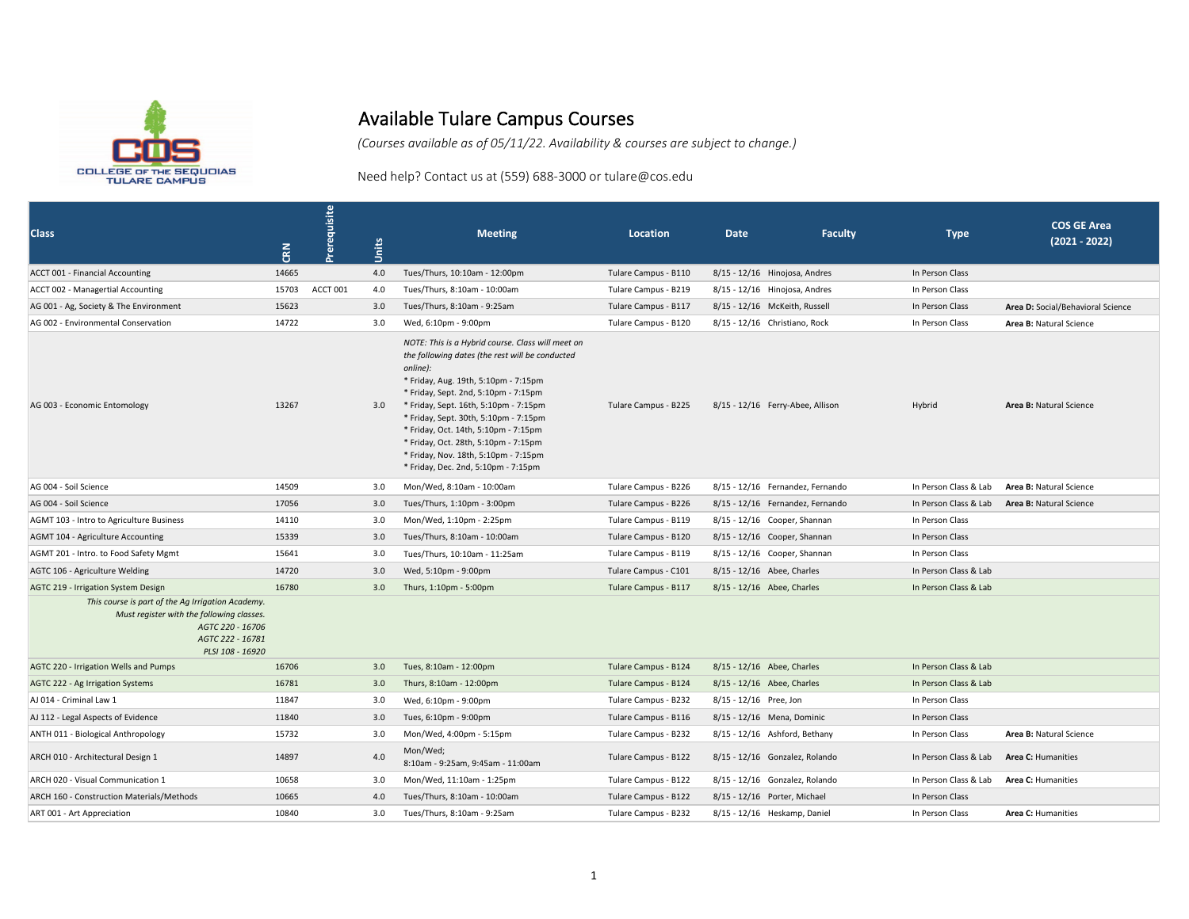# Available Tulare Campus Courses

*(Courses available as of 05/11/22. Availability & courses are subject to change.)*

Need help? Contact us at (559) 688-3000 or tulare@cos.edu

| Class | CRN | Prerequisite | Units | Meeting | Location | Date | Faculty | Type | COS GE Area (2021 - 2022) |
|---|---|---|---|---|---|---|---|---|---|
| ACCT 001 - Financial Accounting | 14665 | | 4.0 | Tues/Thurs, 10:10am - 12:00pm | Tulare Campus - B110 | 8/15 - 12/16 | Hinojosa, Andres | In Person Class | |
| ACCT 002 - Managertial Accounting | 15703 | ACCT 001 | 4.0 | Tues/Thurs, 8:10am - 10:00am | Tulare Campus - B219 | 8/15 - 12/16 | Hinojosa, Andres | In Person Class | |
| AG 001 - Ag, Society & The Environment | 15623 | | 3.0 | Tues/Thurs, 8:10am - 9:25am | Tulare Campus - B117 | 8/15 - 12/16 | McKeith, Russell | In Person Class | **Area D:** Social/Behavioral Science |
| AG 002 - Environmental Conservation | 14722 | | 3.0 | Wed, 6:10pm - 9:00pm | Tulare Campus - B120 | 8/15 - 12/16 | Christiano, Rock | In Person Class | **Area B:** Natural Science |
| AG 003 - Economic Entomology | 13267 | | 3.0 | *NOTE: This is a Hybrid course. Class will meet on the following dates (the rest will be conducted online):* <br> * Friday, Aug. 19th, 5:10pm - 7:15pm <br> * Friday, Sept. 2nd, 5:10pm - 7:15pm <br> * Friday, Sept. 16th, 5:10pm - 7:15pm <br> * Friday, Sept. 30th, 5:10pm - 7:15pm <br> * Friday, Oct. 14th, 5:10pm - 7:15pm <br> * Friday, Oct. 28th, 5:10pm - 7:15pm <br> * Friday, Nov. 18th, 5:10pm - 7:15pm <br> * Friday, Dec. 2nd, 5:10pm - 7:15pm | Tulare Campus - B225 | 8/15 - 12/16 | Ferry-Abee, Allison | Hybrid | **Area B:** Natural Science |
| AG 004 - Soil Science | 14509 | | 3.0 | Mon/Wed, 8:10am - 10:00am | Tulare Campus - B226 | 8/15 - 12/16 | Fernandez, Fernando | In Person Class & Lab | **Area B:** Natural Science |
| AG 004 - Soil Science | 17056 | | 3.0 | Tues/Thurs, 1:10pm - 3:00pm | Tulare Campus - B226 | 8/15 - 12/16 | Fernandez, Fernando | In Person Class & Lab | **Area B:** Natural Science |
| AGMT 103 - Intro to Agriculture Business | 14110 | | 3.0 | Mon/Wed, 1:10pm - 2:25pm | Tulare Campus - B119 | 8/15 - 12/16 | Cooper, Shannan | In Person Class | |
| AGMT 104 - Agriculture Accounting | 15339 | | 3.0 | Tues/Thurs, 8:10am - 10:00am | Tulare Campus - B120 | 8/15 - 12/16 | Cooper, Shannan | In Person Class | |
| AGMT 201 - Intro. to Food Safety Mgmt | 15641 | | 3.0 | Tues/Thurs, 10:10am - 11:25am | Tulare Campus - B119 | 8/15 - 12/16 | Cooper, Shannan | In Person Class | |
| AGTC 106 - Agriculture Welding | 14720 | | 3.0 | Wed, 5:10pm - 9:00pm | Tulare Campus - C101 | 8/15 - 12/16 | Abee, Charles | In Person Class & Lab | |
| AGTC 219 - Irrigation System Design | 16780 | | 3.0 | Thurs, 1:10pm - 5:00pm | Tulare Campus - B117 | 8/15 - 12/16 | Abee, Charles | In Person Class & Lab | |
| *This course is part of the Ag Irrigation Academy. Must register with the following classes. AGTC 220 - 16706 AGTC 222 - 16781 PLSI 108 - 16920* | | | | | | | | | |
| AGTC 220 - Irrigation Wells and Pumps | 16706 | | 3.0 | Tues, 8:10am - 12:00pm | Tulare Campus - B124 | 8/15 - 12/16 | Abee, Charles | In Person Class & Lab | |
| AGTC 222 - Ag Irrigation Systems | 16781 | | 3.0 | Thurs, 8:10am - 12:00pm | Tulare Campus - B124 | 8/15 - 12/16 | Abee, Charles | In Person Class & Lab | |
| AJ 014 - Criminal Law 1 | 11847 | | 3.0 | Wed, 6:10pm - 9:00pm | Tulare Campus - B232 | 8/15 - 12/16 | Pree, Jon | In Person Class | |
| AJ 112 - Legal Aspects of Evidence | 11840 | | 3.0 | Tues, 6:10pm - 9:00pm | Tulare Campus - B116 | 8/15 - 12/16 | Mena, Dominic | In Person Class | |
| ANTH 011 - Biological Anthropology | 15732 | | 3.0 | Mon/Wed, 4:00pm - 5:15pm | Tulare Campus - B232 | 8/15 - 12/16 | Ashford, Bethany | In Person Class | **Area B:** Natural Science |
| ARCH 010 - Architectural Design 1 | 14897 | | 4.0 | Mon/Wed; 8:10am - 9:25am, 9:45am - 11:00am | Tulare Campus - B122 | 8/15 - 12/16 | Gonzalez, Rolando | In Person Class & Lab | **Area C:** Humanities |
| ARCH 020 - Visual Communication 1 | 10658 | | 3.0 | Mon/Wed, 11:10am - 1:25pm | Tulare Campus - B122 | 8/15 - 12/16 | Gonzalez, Rolando | In Person Class & Lab | **Area C:** Humanities |
| ARCH 160 - Construction Materials/Methods | 10665 | | 4.0 | Tues/Thurs, 8:10am - 10:00am | Tulare Campus - B122 | 8/15 - 12/16 | Porter, Michael | In Person Class | |
| ART 001 - Art Appreciation | 10840 | | 3.0 | Tues/Thurs, 8:10am - 9:25am | Tulare Campus - B232 | 8/15 - 12/16 | Heskamp, Daniel | In Person Class | **Area C:** Humanities |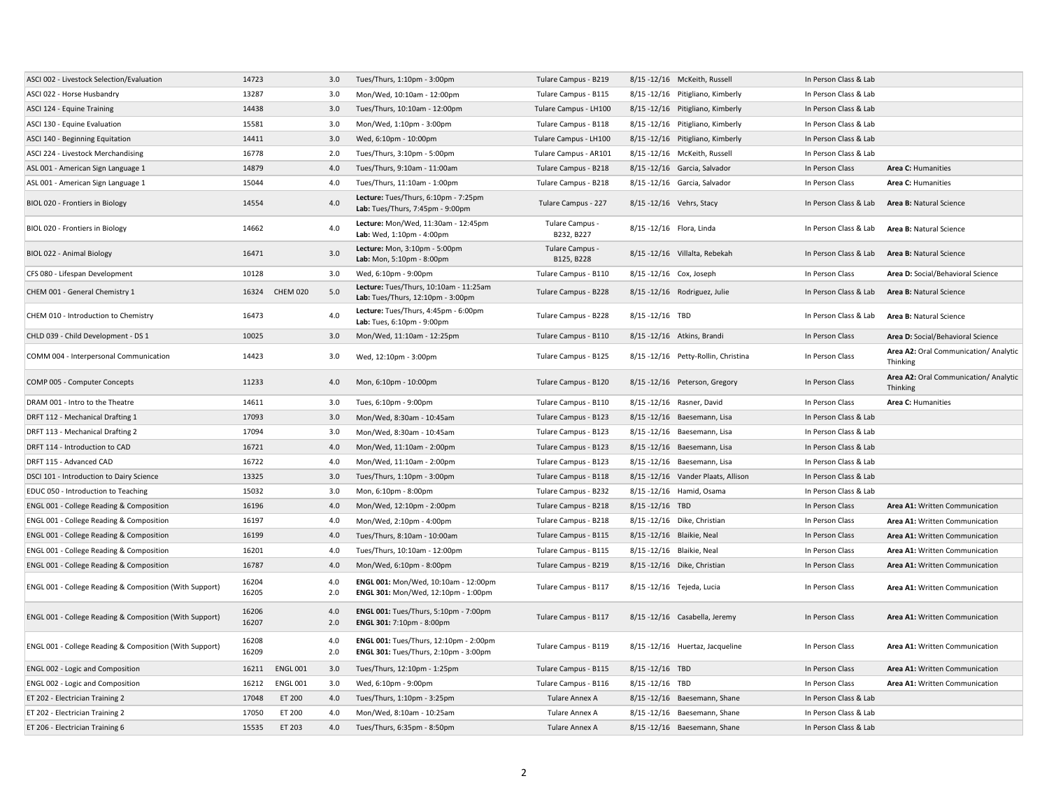| | | | | | | | | | |
|---|---|---|---|---|---|---|---|---|---|
| ASCI 002 - Livestock Selection/Evaluation | 14723 | | 3.0 | Tues/Thurs, 1:10pm - 3:00pm | Tulare Campus - B219 | 8/15 -12/16 | McKeith, Russell | In Person Class & Lab | |
| ASCI 022 - Horse Husbandry | 13287 | | 3.0 | Mon/Wed, 10:10am - 12:00pm | Tulare Campus - B115 | 8/15 -12/16 | Pitigliano, Kimberly | In Person Class & Lab | |
| ASCI 124 - Equine Training | 14438 | | 3.0 | Tues/Thurs, 10:10am - 12:00pm | Tulare Campus - LH100 | 8/15 -12/16 | Pitigliano, Kimberly | In Person Class & Lab | |
| ASCI 130 - Equine Evaluation | 15581 | | 3.0 | Mon/Wed, 1:10pm - 3:00pm | Tulare Campus - B118 | 8/15 -12/16 | Pitigliano, Kimberly | In Person Class & Lab | |
| ASCI 140 - Beginning Equitation | 14411 | | 3.0 | Wed, 6:10pm - 10:00pm | Tulare Campus - LH100 | 8/15 -12/16 | Pitigliano, Kimberly | In Person Class & Lab | |
| ASCI 224 - Livestock Merchandising | 16778 | | 2.0 | Tues/Thurs, 3:10pm - 5:00pm | Tulare Campus - AR101 | 8/15 -12/16 | McKeith, Russell | In Person Class & Lab | |
| ASL 001 - American Sign Language 1 | 14879 | | 4.0 | Tues/Thurs, 9:10am - 11:00am | Tulare Campus - B218 | 8/15 -12/16 | Garcia, Salvador | In Person Class | **Area C:** Humanities |
| ASL 001 - American Sign Language 1 | 15044 | | 4.0 | Tues/Thurs, 11:10am - 1:00pm | Tulare Campus - B218 | 8/15 -12/16 | Garcia, Salvador | In Person Class | **Area C:** Humanities |
| BIOL 020 - Frontiers in Biology | 14554 | | 4.0 | **Lecture:** Tues/Thurs, 6:10pm - 7:25pm **Lab:** Tues/Thurs, 7:45pm - 9:00pm | Tulare Campus - 227 | 8/15 -12/16 | Vehrs, Stacy | In Person Class & Lab | **Area B:** Natural Science |
| BIOL 020 - Frontiers in Biology | 14662 | | 4.0 | **Lecture:** Mon/Wed, 11:30am - 12:45pm **Lab:** Wed, 1:10pm - 4:00pm | Tulare Campus - B232, B227 | 8/15 -12/16 | Flora, Linda | In Person Class & Lab | **Area B:** Natural Science |
| BIOL 022 - Animal Biology | 16471 | | 3.0 | **Lecture:** Mon, 3:10pm - 5:00pm **Lab:** Mon, 5:10pm - 8:00pm | Tulare Campus - B125, B228 | 8/15 -12/16 | Villalta, Rebekah | In Person Class & Lab | **Area B:** Natural Science |
| CFS 080 - Lifespan Development | 10128 | | 3.0 | Wed, 6:10pm - 9:00pm | Tulare Campus - B110 | 8/15 -12/16 | Cox, Joseph | In Person Class | **Area D:** Social/Behavioral Science |
| CHEM 001 - General Chemistry 1 | 16324 | CHEM 020 | 5.0 | **Lecture:** Tues/Thurs, 10:10am - 11:25am **Lab:** Tues/Thurs, 12:10pm - 3:00pm | Tulare Campus - B228 | 8/15 -12/16 | Rodriguez, Julie | In Person Class & Lab | **Area B:** Natural Science |
| CHEM 010 - Introduction to Chemistry | 16473 | | 4.0 | **Lecture:** Tues/Thurs, 4:45pm - 6:00pm **Lab:** Tues, 6:10pm - 9:00pm | Tulare Campus - B228 | 8/15 -12/16 | TBD | In Person Class & Lab | **Area B:** Natural Science |
| CHLD 039 - Child Development - DS 1 | 10025 | | 3.0 | Mon/Wed, 11:10am - 12:25pm | Tulare Campus - B110 | 8/15 -12/16 | Atkins, Brandi | In Person Class | **Area D:** Social/Behavioral Science |
| COMM 004 - Interpersonal Communication | 14423 | | 3.0 | Wed, 12:10pm - 3:00pm | Tulare Campus - B125 | 8/15 -12/16 | Petty-Rollin, Christina | In Person Class | **Area A2:** Oral Communication/ Analytic Thinking |
| COMP 005 - Computer Concepts | 11233 | | 4.0 | Mon, 6:10pm - 10:00pm | Tulare Campus - B120 | 8/15 -12/16 | Peterson, Gregory | In Person Class | **Area A2:** Oral Communication/ Analytic Thinking |
| DRAM 001 - Intro to the Theatre | 14611 | | 3.0 | Tues, 6:10pm - 9:00pm | Tulare Campus - B110 | 8/15 -12/16 | Rasner, David | In Person Class | **Area C:** Humanities |
| DRFT 112 - Mechanical Drafting 1 | 17093 | | 3.0 | Mon/Wed, 8:30am - 10:45am | Tulare Campus - B123 | 8/15 -12/16 | Baesemann, Lisa | In Person Class & Lab | |
| DRFT 113 - Mechanical Drafting 2 | 17094 | | 3.0 | Mon/Wed, 8:30am - 10:45am | Tulare Campus - B123 | 8/15 -12/16 | Baesemann, Lisa | In Person Class & Lab | |
| DRFT 114 - Introduction to CAD | 16721 | | 4.0 | Mon/Wed, 11:10am - 2:00pm | Tulare Campus - B123 | 8/15 -12/16 | Baesemann, Lisa | In Person Class & Lab | |
| DRFT 115 - Advanced CAD | 16722 | | 4.0 | Mon/Wed, 11:10am - 2:00pm | Tulare Campus - B123 | 8/15 -12/16 | Baesemann, Lisa | In Person Class & Lab | |
| DSCI 101 - Introduction to Dairy Science | 13325 | | 3.0 | Tues/Thurs, 1:10pm - 3:00pm | Tulare Campus - B118 | 8/15 -12/16 | Vander Plaats, Allison | In Person Class & Lab | |
| EDUC 050 - Introduction to Teaching | 15032 | | 3.0 | Mon, 6:10pm - 8:00pm | Tulare Campus - B232 | 8/15 -12/16 | Hamid, Osama | In Person Class & Lab | |
| ENGL 001 - College Reading & Composition | 16196 | | 4.0 | Mon/Wed, 12:10pm - 2:00pm | Tulare Campus - B218 | 8/15 -12/16 | TBD | In Person Class | **Area A1:** Written Communication |
| ENGL 001 - College Reading & Composition | 16197 | | 4.0 | Mon/Wed, 2:10pm - 4:00pm | Tulare Campus - B218 | 8/15 -12/16 | Dike, Christian | In Person Class | **Area A1:** Written Communication |
| ENGL 001 - College Reading & Composition | 16199 | | 4.0 | Tues/Thurs, 8:10am - 10:00am | Tulare Campus - B115 | 8/15 -12/16 | Blaikie, Neal | In Person Class | **Area A1:** Written Communication |
| ENGL 001 - College Reading & Composition | 16201 | | 4.0 | Tues/Thurs, 10:10am - 12:00pm | Tulare Campus - B115 | 8/15 -12/16 | Blaikie, Neal | In Person Class | **Area A1:** Written Communication |
| ENGL 001 - College Reading & Composition | 16787 | | 4.0 | Mon/Wed, 6:10pm - 8:00pm | Tulare Campus - B219 | 8/15 -12/16 | Dike, Christian | In Person Class | **Area A1:** Written Communication |
| ENGL 001 - College Reading & Composition (With Support) | 16204 16205 | | 4.0 2.0 | **ENGL 001:** Mon/Wed, 10:10am - 12:00pm **ENGL 301:** Mon/Wed, 12:10pm - 1:00pm | Tulare Campus - B117 | 8/15 -12/16 | Tejeda, Lucia | In Person Class | **Area A1:** Written Communication |
| ENGL 001 - College Reading & Composition (With Support) | 16206 16207 | | 4.0 2.0 | **ENGL 001:** Tues/Thurs, 5:10pm - 7:00pm **ENGL 301:** 7:10pm - 8:00pm | Tulare Campus - B117 | 8/15 -12/16 | Casabella, Jeremy | In Person Class | **Area A1:** Written Communication |
| ENGL 001 - College Reading & Composition (With Support) | 16208 16209 | | 4.0 2.0 | **ENGL 001:** Tues/Thurs, 12:10pm - 2:00pm **ENGL 301:** Tues/Thurs, 2:10pm - 3:00pm | Tulare Campus - B119 | 8/15 -12/16 | Huertaz, Jacqueline | In Person Class | **Area A1:** Written Communication |
| ENGL 002 - Logic and Composition | 16211 | ENGL 001 | 3.0 | Tues/Thurs, 12:10pm - 1:25pm | Tulare Campus - B115 | 8/15 -12/16 | TBD | In Person Class | **Area A1:** Written Communication |
| ENGL 002 - Logic and Composition | 16212 | ENGL 001 | 3.0 | Wed, 6:10pm - 9:00pm | Tulare Campus - B116 | 8/15 -12/16 | TBD | In Person Class | **Area A1:** Written Communication |
| ET 202 - Electrician Training 2 | 17048 | ET 200 | 4.0 | Tues/Thurs, 1:10pm - 3:25pm | Tulare Annex A | 8/15 -12/16 | Baesemann, Shane | In Person Class & Lab | |
| ET 202 - Electrician Training 2 | 17050 | ET 200 | 4.0 | Mon/Wed, 8:10am - 10:25am | Tulare Annex A | 8/15 -12/16 | Baesemann, Shane | In Person Class & Lab | |
| ET 206 - Electrician Training 6 | 15535 | ET 203 | 4.0 | Tues/Thurs, 6:35pm - 8:50pm | Tulare Annex A | 8/15 -12/16 | Baesemann, Shane | In Person Class & Lab | |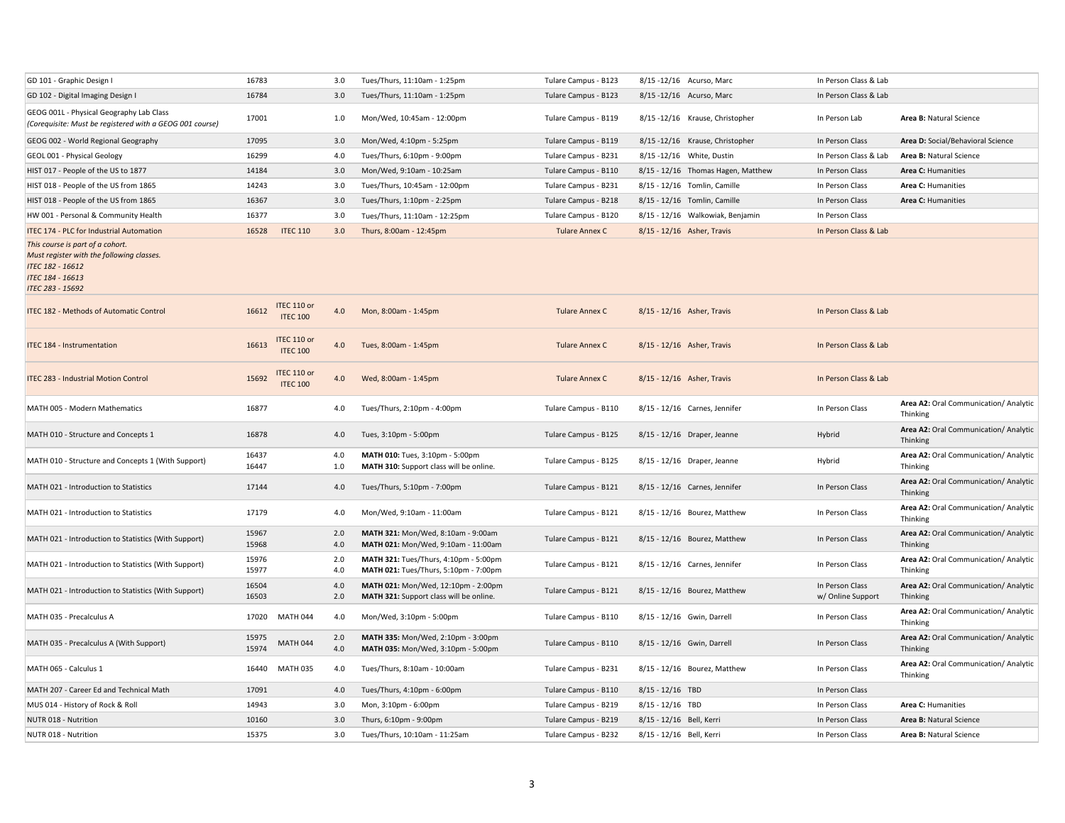| Course | CRN | Prerequisite | Units | Days/Time | Location | Dates | Instructor | Format | GE Area |
|---|---|---|---|---|---|---|---|---|---|
| GD 101 - Graphic Design I | 16783 | | 3.0 | Tues/Thurs, 11:10am - 1:25pm | Tulare Campus - B123 | 8/15 -12/16 | Acurso, Marc | In Person Class & Lab | |
| GD 102 - Digital Imaging Design I | 16784 | | 3.0 | Tues/Thurs, 11:10am - 1:25pm | Tulare Campus - B123 | 8/15 -12/16 | Acurso, Marc | In Person Class & Lab | |
| GEOG 001L - Physical Geography Lab Class *(Corequisite: Must be registered with a GEOG 001 course)* | 17001 | | 1.0 | Mon/Wed, 10:45am - 12:00pm | Tulare Campus - B119 | 8/15 -12/16 | Krause, Christopher | In Person Lab | **Area B:** Natural Science |
| GEOG 002 - World Regional Geography | 17095 | | 3.0 | Mon/Wed, 4:10pm - 5:25pm | Tulare Campus - B119 | 8/15 -12/16 | Krause, Christopher | In Person Class | **Area D:** Social/Behavioral Science |
| GEOL 001 - Physical Geology | 16299 | | 4.0 | Tues/Thurs, 6:10pm - 9:00pm | Tulare Campus - B231 | 8/15 -12/16 | White, Dustin | In Person Class & Lab | **Area B:** Natural Science |
| HIST 017 - People of the US to 1877 | 14184 | | 3.0 | Mon/Wed, 9:10am - 10:25am | Tulare Campus - B110 | 8/15 - 12/16 | Thomas Hagen, Matthew | In Person Class | **Area C:** Humanities |
| HIST 018 - People of the US from 1865 | 14243 | | 3.0 | Tues/Thurs, 10:45am - 12:00pm | Tulare Campus - B231 | 8/15 - 12/16 | Tomlin, Camille | In Person Class | **Area C:** Humanities |
| HIST 018 - People of the US from 1865 | 16367 | | 3.0 | Tues/Thurs, 1:10pm - 2:25pm | Tulare Campus - B218 | 8/15 - 12/16 | Tomlin, Camille | In Person Class | **Area C:** Humanities |
| HW 001 - Personal & Community Health | 16377 | | 3.0 | Tues/Thurs, 11:10am - 12:25pm | Tulare Campus - B120 | 8/15 - 12/16 | Walkowiak, Benjamin | In Person Class | |
| ITEC 174 - PLC for Industrial Automation | 16528 | ITEC 110 | 3.0 | Thurs, 8:00am - 12:45pm | Tulare Annex C | 8/15 - 12/16 | Asher, Travis | In Person Class & Lab | |
| *This course is part of a cohort. Must register with the following classes. ITEC 182 - 16612 ITEC 184 - 16613 ITEC 283 - 15692* | | | | | | | | | |
| ITEC 182 - Methods of Automatic Control | 16612 | ITEC 110 or ITEC 100 | 4.0 | Mon, 8:00am - 1:45pm | Tulare Annex C | 8/15 - 12/16 | Asher, Travis | In Person Class & Lab | |
| ITEC 184 - Instrumentation | 16613 | ITEC 110 or ITEC 100 | 4.0 | Tues, 8:00am - 1:45pm | Tulare Annex C | 8/15 - 12/16 | Asher, Travis | In Person Class & Lab | |
| ITEC 283 - Industrial Motion Control | 15692 | ITEC 110 or ITEC 100 | 4.0 | Wed, 8:00am - 1:45pm | Tulare Annex C | 8/15 - 12/16 | Asher, Travis | In Person Class & Lab | |
| MATH 005 - Modern Mathematics | 16877 | | 4.0 | Tues/Thurs, 2:10pm - 4:00pm | Tulare Campus - B110 | 8/15 - 12/16 | Carnes, Jennifer | In Person Class | **Area A2:** Oral Communication/ Analytic Thinking |
| MATH 010 - Structure and Concepts 1 | 16878 | | 4.0 | Tues, 3:10pm - 5:00pm | Tulare Campus - B125 | 8/15 - 12/16 | Draper, Jeanne | Hybrid | **Area A2:** Oral Communication/ Analytic Thinking |
| MATH 010 - Structure and Concepts 1 (With Support) | 16437<br>16447 | | 4.0<br>1.0 | **MATH 010:** Tues, 3:10pm - 5:00pm<br>**MATH 310:** Support class will be online. | Tulare Campus - B125 | 8/15 - 12/16 | Draper, Jeanne | Hybrid | **Area A2:** Oral Communication/ Analytic Thinking |
| MATH 021 - Introduction to Statistics | 17144 | | 4.0 | Tues/Thurs, 5:10pm - 7:00pm | Tulare Campus - B121 | 8/15 - 12/16 | Carnes, Jennifer | In Person Class | **Area A2:** Oral Communication/ Analytic Thinking |
| MATH 021 - Introduction to Statistics | 17179 | | 4.0 | Mon/Wed, 9:10am - 11:00am | Tulare Campus - B121 | 8/15 - 12/16 | Bourez, Matthew | In Person Class | **Area A2:** Oral Communication/ Analytic Thinking |
| MATH 021 - Introduction to Statistics (With Support) | 15967<br>15968 | | 2.0<br>4.0 | **MATH 321:** Mon/Wed, 8:10am - 9:00am<br>**MATH 021:** Mon/Wed, 9:10am - 11:00am | Tulare Campus - B121 | 8/15 - 12/16 | Bourez, Matthew | In Person Class | **Area A2:** Oral Communication/ Analytic Thinking |
| MATH 021 - Introduction to Statistics (With Support) | 15976<br>15977 | | 2.0<br>4.0 | **MATH 321:** Tues/Thurs, 4:10pm - 5:00pm<br>**MATH 021:** Tues/Thurs, 5:10pm - 7:00pm | Tulare Campus - B121 | 8/15 - 12/16 | Carnes, Jennifer | In Person Class | **Area A2:** Oral Communication/ Analytic Thinking |
| MATH 021 - Introduction to Statistics (With Support) | 16504<br>16503 | | 4.0<br>2.0 | **MATH 021:** Mon/Wed, 12:10pm - 2:00pm<br>**MATH 321:** Support class will be online. | Tulare Campus - B121 | 8/15 - 12/16 | Bourez, Matthew | In Person Class w/ Online Support | **Area A2:** Oral Communication/ Analytic Thinking |
| MATH 035 - Precalculus A | 17020 | MATH 044 | 4.0 | Mon/Wed, 3:10pm - 5:00pm | Tulare Campus - B110 | 8/15 - 12/16 | Gwin, Darrell | In Person Class | **Area A2:** Oral Communication/ Analytic Thinking |
| MATH 035 - Precalculus A (With Support) | 15975<br>15974 | MATH 044 | 2.0<br>4.0 | **MATH 335:** Mon/Wed, 2:10pm - 3:00pm<br>**MATH 035:** Mon/Wed, 3:10pm - 5:00pm | Tulare Campus - B110 | 8/15 - 12/16 | Gwin, Darrell | In Person Class | **Area A2:** Oral Communication/ Analytic Thinking |
| MATH 065 - Calculus 1 | 16440 | MATH 035 | 4.0 | Tues/Thurs, 8:10am - 10:00am | Tulare Campus - B231 | 8/15 - 12/16 | Bourez, Matthew | In Person Class | **Area A2:** Oral Communication/ Analytic Thinking |
| MATH 207 - Career Ed and Technical Math | 17091 | | 4.0 | Tues/Thurs, 4:10pm - 6:00pm | Tulare Campus - B110 | 8/15 - 12/16 | TBD | In Person Class | |
| MUS 014 - History of Rock & Roll | 14943 | | 3.0 | Mon, 3:10pm - 6:00pm | Tulare Campus - B219 | 8/15 - 12/16 | TBD | In Person Class | **Area C:** Humanities |
| NUTR 018 - Nutrition | 10160 | | 3.0 | Thurs, 6:10pm - 9:00pm | Tulare Campus - B219 | 8/15 - 12/16 | Bell, Kerri | In Person Class | **Area B:** Natural Science |
| NUTR 018 - Nutrition | 15375 | | 3.0 | Tues/Thurs, 10:10am - 11:25am | Tulare Campus - B232 | 8/15 - 12/16 | Bell, Kerri | In Person Class | **Area B:** Natural Science |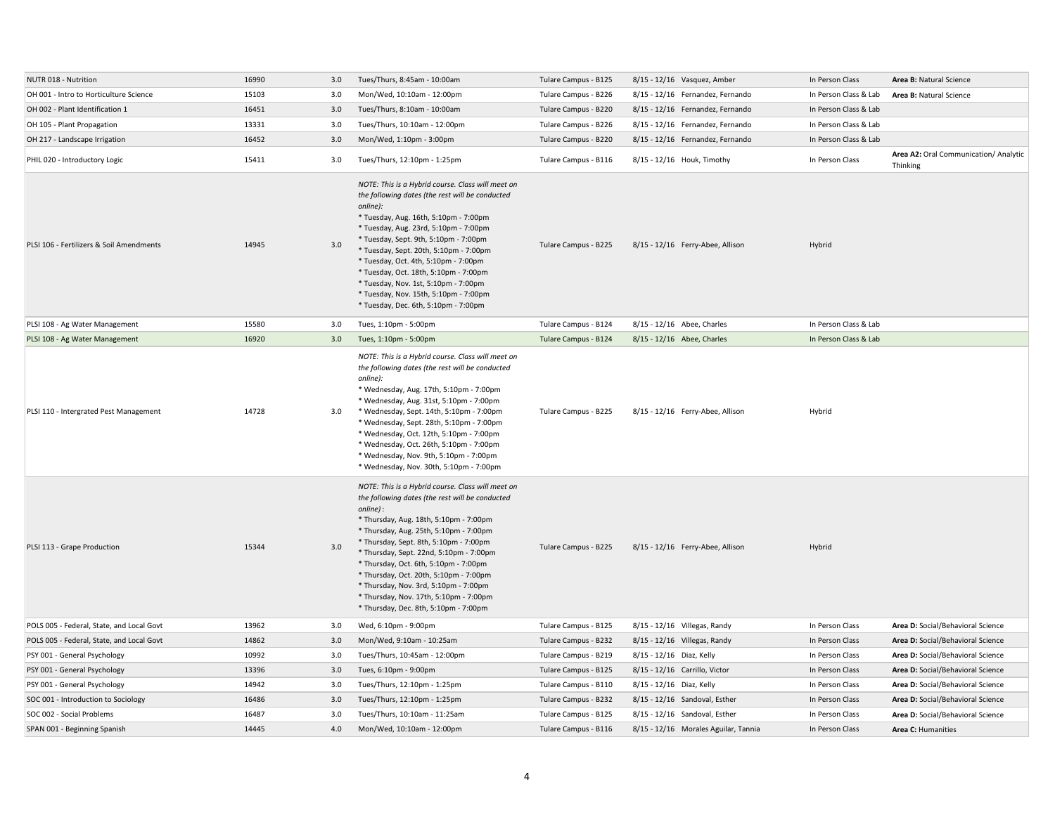| | | | | | | | | |
|---|---|---|---|---|---|---|---|---|
| NUTR 018 - Nutrition | 16990 | 3.0 | Tues/Thurs, 8:45am - 10:00am | Tulare Campus - B125 | 8/15 - 12/16 | Vasquez, Amber | In Person Class | **Area B:** Natural Science |
| OH 001 - Intro to Horticulture Science | 15103 | 3.0 | Mon/Wed, 10:10am - 12:00pm | Tulare Campus - B226 | 8/15 - 12/16 | Fernandez, Fernando | In Person Class & Lab | **Area B:** Natural Science |
| OH 002 - Plant Identification 1 | 16451 | 3.0 | Tues/Thurs, 8:10am - 10:00am | Tulare Campus - B220 | 8/15 - 12/16 | Fernandez, Fernando | In Person Class & Lab | |
| OH 105 - Plant Propagation | 13331 | 3.0 | Tues/Thurs, 10:10am - 12:00pm | Tulare Campus - B226 | 8/15 - 12/16 | Fernandez, Fernando | In Person Class & Lab | |
| OH 217 - Landscape Irrigation | 16452 | 3.0 | Mon/Wed, 1:10pm - 3:00pm | Tulare Campus - B220 | 8/15 - 12/16 | Fernandez, Fernando | In Person Class & Lab | |
| PHIL 020 - Introductory Logic | 15411 | 3.0 | Tues/Thurs, 12:10pm - 1:25pm | Tulare Campus - B116 | 8/15 - 12/16 | Houk, Timothy | In Person Class | **Area A2:** Oral Communication/ Analytic Thinking |
| PLSI 106 - Fertilizers & Soil Amendments | 14945 | 3.0 | *NOTE: This is a Hybrid course. Class will meet on the following dates (the rest will be conducted online):* <br>* Tuesday, Aug. 16th, 5:10pm - 7:00pm <br>* Tuesday, Aug. 23rd, 5:10pm - 7:00pm <br>* Tuesday, Sept. 9th, 5:10pm - 7:00pm <br>* Tuesday, Sept. 20th, 5:10pm - 7:00pm <br>* Tuesday, Oct. 4th, 5:10pm - 7:00pm <br>* Tuesday, Oct. 18th, 5:10pm - 7:00pm <br>* Tuesday, Nov. 1st, 5:10pm - 7:00pm <br>* Tuesday, Nov. 15th, 5:10pm - 7:00pm <br>* Tuesday, Dec. 6th, 5:10pm - 7:00pm | Tulare Campus - B225 | 8/15 - 12/16 | Ferry-Abee, Allison | Hybrid | |
| PLSI 108 - Ag Water Management | 15580 | 3.0 | Tues, 1:10pm - 5:00pm | Tulare Campus - B124 | 8/15 - 12/16 | Abee, Charles | In Person Class & Lab | |
| PLSI 108 - Ag Water Management | 16920 | 3.0 | Tues, 1:10pm - 5:00pm | Tulare Campus - B124 | 8/15 - 12/16 | Abee, Charles | In Person Class & Lab | |
| PLSI 110 - Intergrated Pest Management | 14728 | 3.0 | *NOTE: This is a Hybrid course. Class will meet on the following dates (the rest will be conducted online):* <br>* Wednesday, Aug. 17th, 5:10pm - 7:00pm <br>* Wednesday, Aug. 31st, 5:10pm - 7:00pm <br>* Wednesday, Sept. 14th, 5:10pm - 7:00pm <br>* Wednesday, Sept. 28th, 5:10pm - 7:00pm <br>* Wednesday, Oct. 12th, 5:10pm - 7:00pm <br>* Wednesday, Oct. 26th, 5:10pm - 7:00pm <br>* Wednesday, Nov. 9th, 5:10pm - 7:00pm <br>* Wednesday, Nov. 30th, 5:10pm - 7:00pm | Tulare Campus - B225 | 8/15 - 12/16 | Ferry-Abee, Allison | Hybrid | |
| PLSI 113 - Grape Production | 15344 | 3.0 | *NOTE: This is a Hybrid course. Class will meet on the following dates (the rest will be conducted online) :* <br>* Thursday, Aug. 18th, 5:10pm - 7:00pm <br>* Thursday, Aug. 25th, 5:10pm - 7:00pm <br>* Thursday, Sept. 8th, 5:10pm - 7:00pm <br>* Thursday, Sept. 22nd, 5:10pm - 7:00pm <br>* Thursday, Oct. 6th, 5:10pm - 7:00pm <br>* Thursday, Oct. 20th, 5:10pm - 7:00pm <br>* Thursday, Nov. 3rd, 5:10pm - 7:00pm <br>* Thursday, Nov. 17th, 5:10pm - 7:00pm <br>* Thursday, Dec. 8th, 5:10pm - 7:00pm | Tulare Campus - B225 | 8/15 - 12/16 | Ferry-Abee, Allison | Hybrid | |
| POLS 005 - Federal, State, and Local Govt | 13962 | 3.0 | Wed, 6:10pm - 9:00pm | Tulare Campus - B125 | 8/15 - 12/16 | Villegas, Randy | In Person Class | **Area D:** Social/Behavioral Science |
| POLS 005 - Federal, State, and Local Govt | 14862 | 3.0 | Mon/Wed, 9:10am - 10:25am | Tulare Campus - B232 | 8/15 - 12/16 | Villegas, Randy | In Person Class | **Area D:** Social/Behavioral Science |
| PSY 001 - General Psychology | 10992 | 3.0 | Tues/Thurs, 10:45am - 12:00pm | Tulare Campus - B219 | 8/15 - 12/16 | Diaz, Kelly | In Person Class | **Area D:** Social/Behavioral Science |
| PSY 001 - General Psychology | 13396 | 3.0 | Tues, 6:10pm - 9:00pm | Tulare Campus - B125 | 8/15 - 12/16 | Carrillo, Victor | In Person Class | **Area D:** Social/Behavioral Science |
| PSY 001 - General Psychology | 14942 | 3.0 | Tues/Thurs, 12:10pm - 1:25pm | Tulare Campus - B110 | 8/15 - 12/16 | Diaz, Kelly | In Person Class | **Area D:** Social/Behavioral Science |
| SOC 001 - Introduction to Sociology | 16486 | 3.0 | Tues/Thurs, 12:10pm - 1:25pm | Tulare Campus - B232 | 8/15 - 12/16 | Sandoval, Esther | In Person Class | **Area D:** Social/Behavioral Science |
| SOC 002 - Social Problems | 16487 | 3.0 | Tues/Thurs, 10:10am - 11:25am | Tulare Campus - B125 | 8/15 - 12/16 | Sandoval, Esther | In Person Class | **Area D:** Social/Behavioral Science |
| SPAN 001 - Beginning Spanish | 14445 | 4.0 | Mon/Wed, 10:10am - 12:00pm | Tulare Campus - B116 | 8/15 - 12/16 | Morales Aguilar, Tannia | In Person Class | **Area C:** Humanities |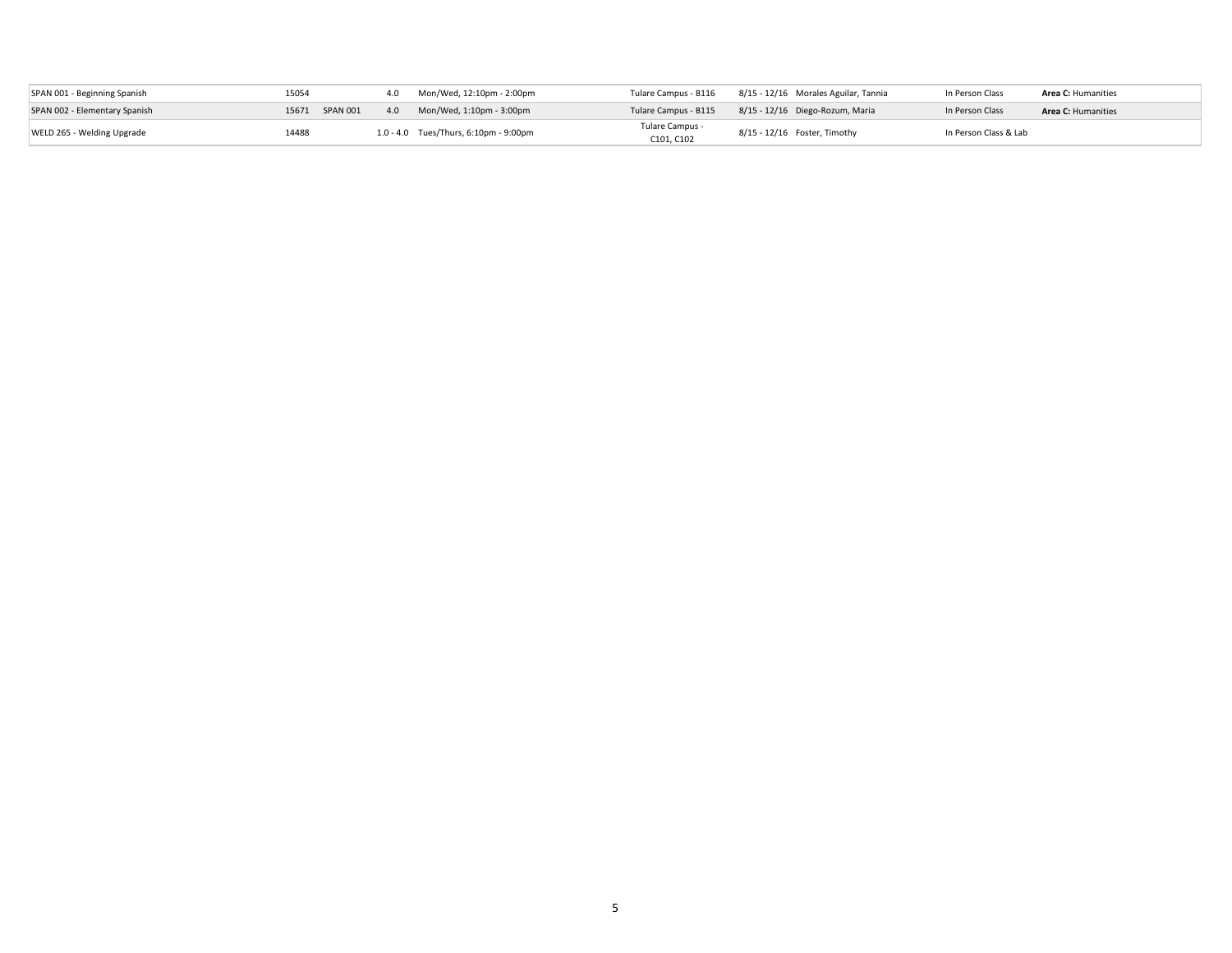| | | | | | | | | | |
|---|---|---|---|---|---|---|---|---|---|
| SPAN 001 - Beginning Spanish | 15054 | | 4.0 | Mon/Wed, 12:10pm - 2:00pm | Tulare Campus - B116 | 8/15 - 12/16 | Morales Aguilar, Tannia | In Person Class | **Area C:** Humanities |
| SPAN 002 - Elementary Spanish | 15671 | SPAN 001 | 4.0 | Mon/Wed, 1:10pm - 3:00pm | Tulare Campus - B115 | 8/15 - 12/16 | Diego-Rozum, Maria | In Person Class | **Area C:** Humanities |
| WELD 265 - Welding Upgrade | 14488 | | 1.0 - 4.0 | Tues/Thurs, 6:10pm - 9:00pm | Tulare Campus - C101, C102 | 8/15 - 12/16 | Foster, Timothy | In Person Class & Lab | |